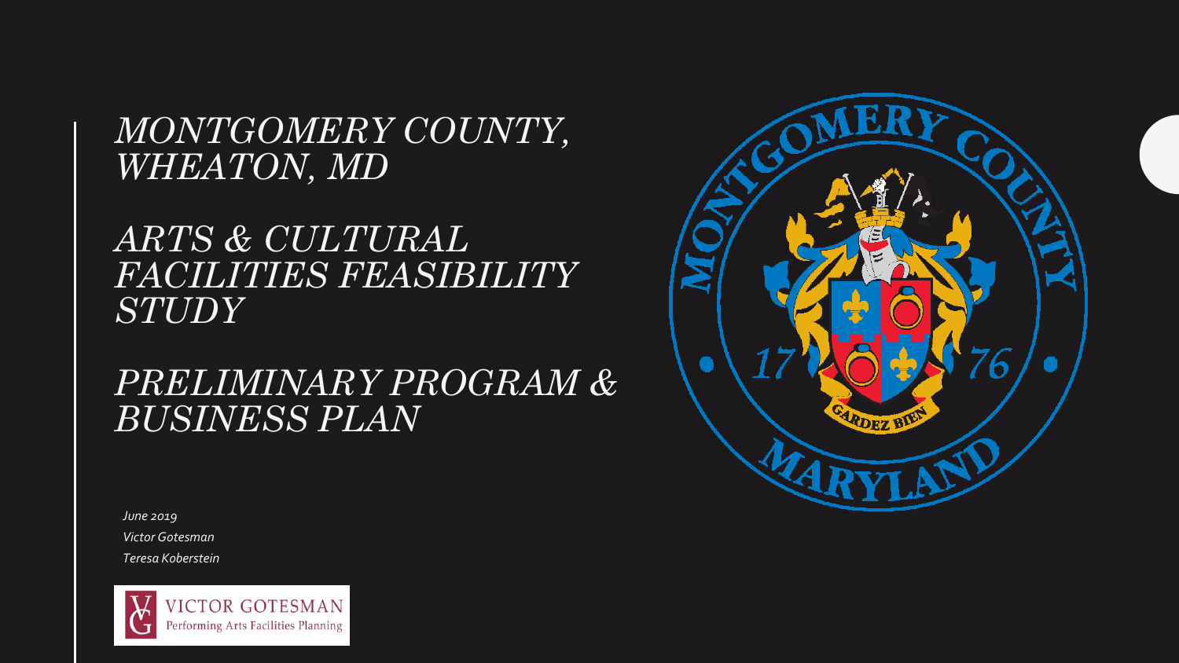# MONTGOMERY COUNTY, WHEATON, MD

# ARTS & CULTURAL FACILITIES FEASIBILITY STUDY

# PRELIMINARY PROGRAM & BUSINESS PLAN

*June 2019*

*Victor Gotesman*

*Teresa Koberstein*

VICTOR GOTESMAN
Performing Arts Facilities Planning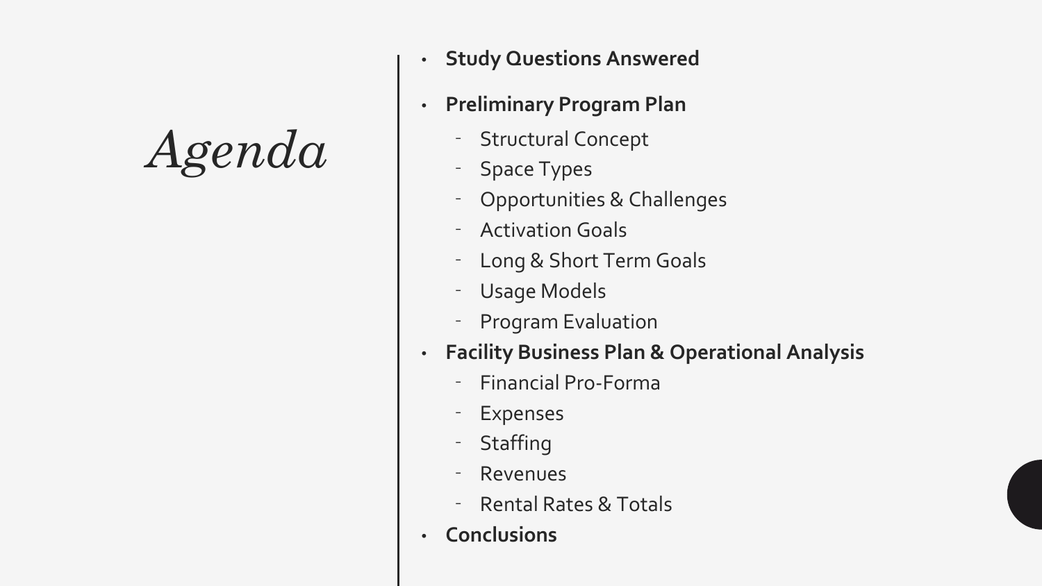# *Agenda*

- **Study Questions Answered**
- **Preliminary Program Plan**
  - Structural Concept
  - Space Types
  - Opportunities & Challenges
  - Activation Goals
  - Long & Short Term Goals
  - Usage Models
  - Program Evaluation
- **Facility Business Plan & Operational Analysis**
  - Financial Pro-Forma
  - Expenses
  - Staffing
  - Revenues
  - Rental Rates & Totals
- **Conclusions**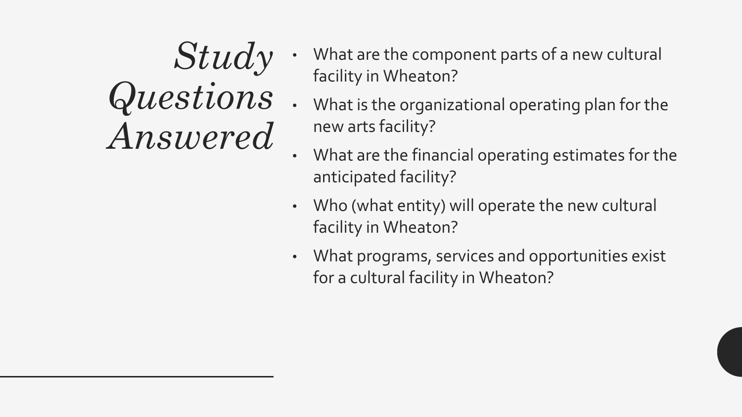# *Study Questions Answered*

- What are the component parts of a new cultural facility in Wheaton?
- What is the organizational operating plan for the new arts facility?
- What are the financial operating estimates for the anticipated facility?
- Who (what entity) will operate the new cultural facility in Wheaton?
- What programs, services and opportunities exist for a cultural facility in Wheaton?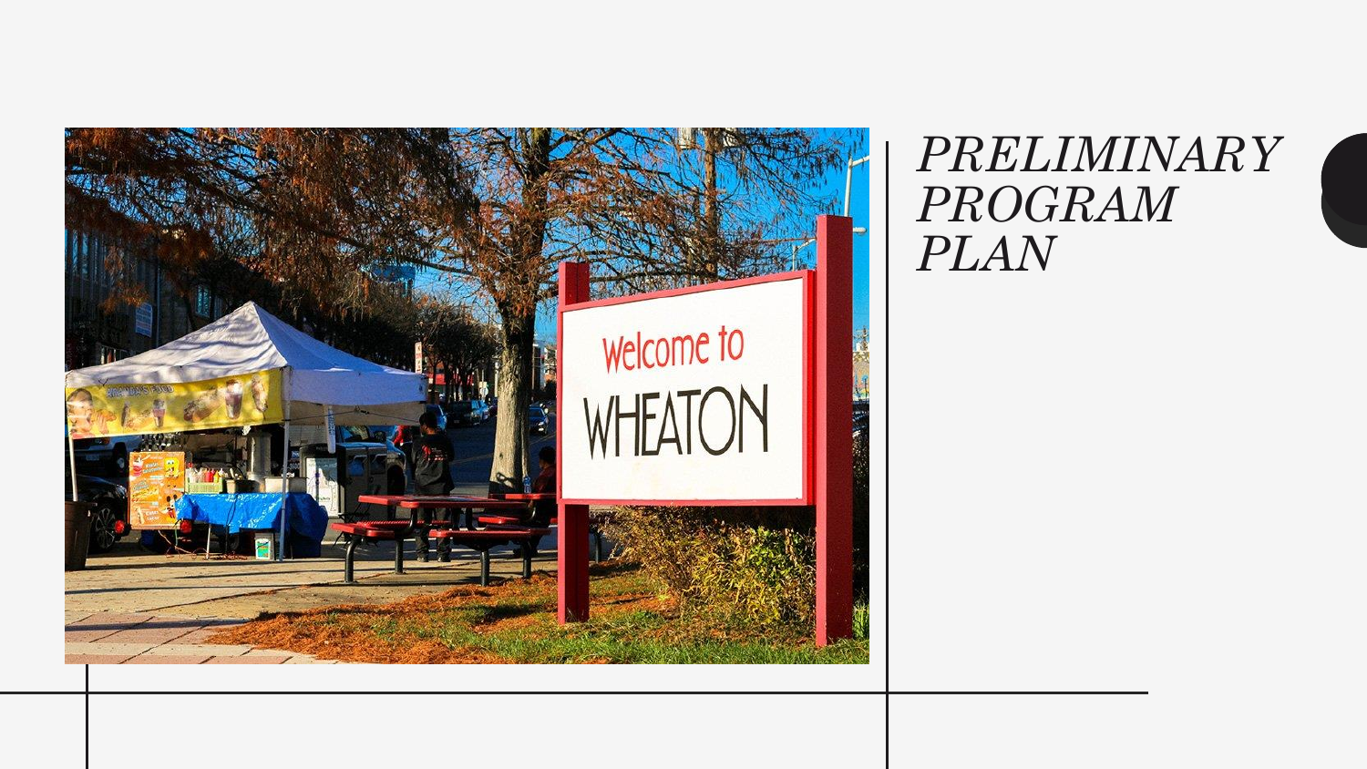# *PRELIMINARY PROGRAM PLAN*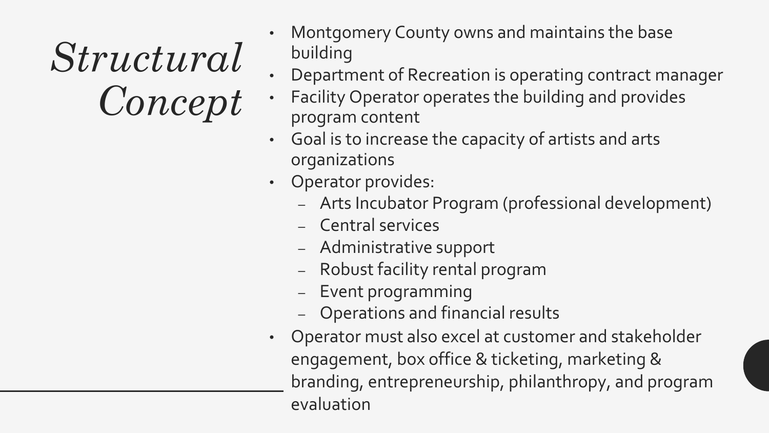# *Structural Concept*

- Montgomery County owns and maintains the base building
- Department of Recreation is operating contract manager
- Facility Operator operates the building and provides program content
- Goal is to increase the capacity of artists and arts organizations
- Operator provides:
  - Arts Incubator Program (professional development)
  - Central services
  - Administrative support
  - Robust facility rental program
  - Event programming
  - Operations and financial results
- Operator must also excel at customer and stakeholder engagement, box office & ticketing, marketing & branding, entrepreneurship, philanthropy, and program evaluation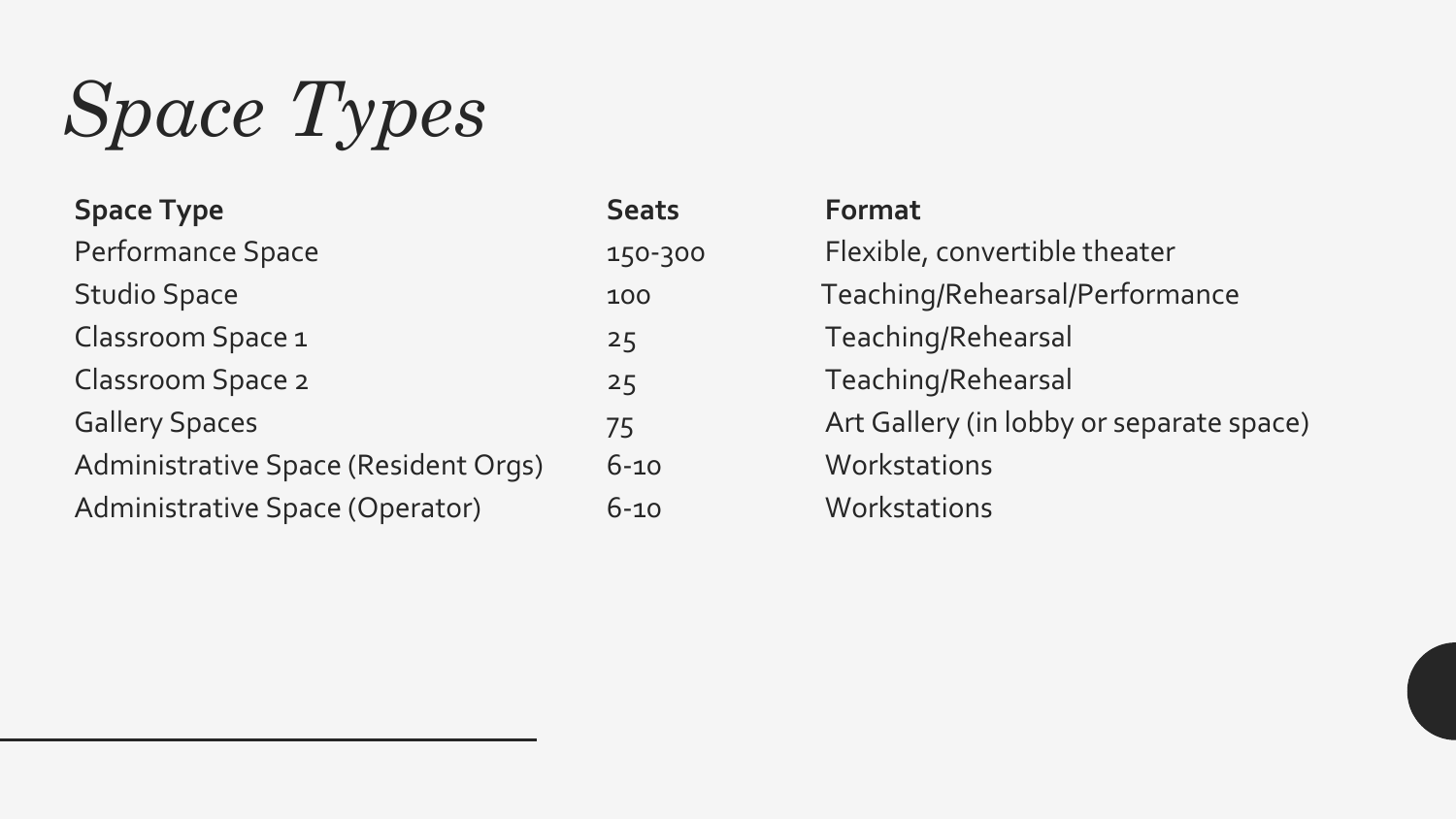# *Space Types*

| Space Type | Seats | Format |
| --- | --- | --- |
| Performance Space | 150-300 | Flexible, convertible theater |
| Studio Space | 100 | Teaching/Rehearsal/Performance |
| Classroom Space 1 | 25 | Teaching/Rehearsal |
| Classroom Space 2 | 25 | Teaching/Rehearsal |
| Gallery Spaces | 75 | Art Gallery (in lobby or separate space) |
| Administrative Space (Resident Orgs) | 6-10 | Workstations |
| Administrative Space (Operator) | 6-10 | Workstations |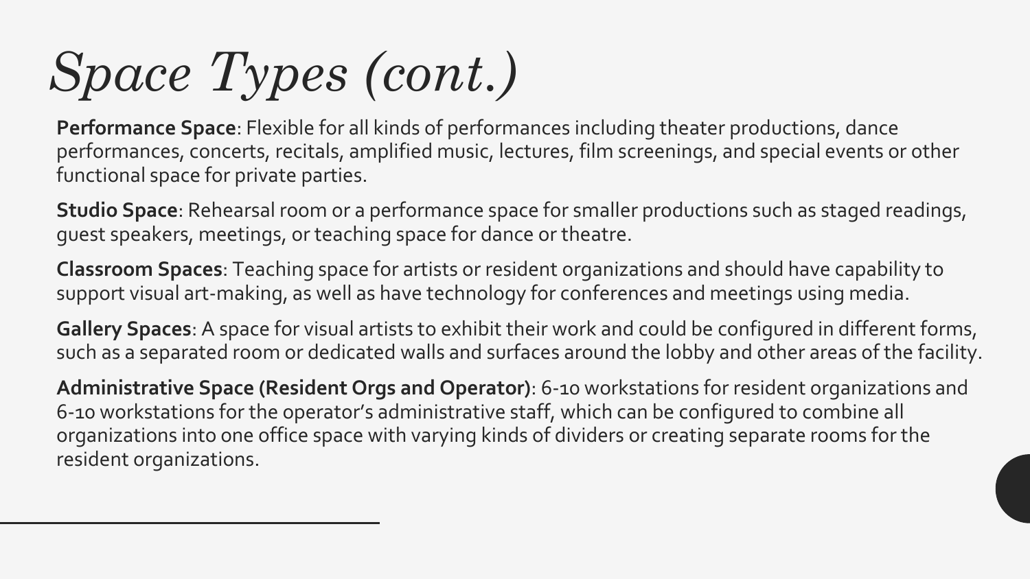# *Space Types (cont.)*

**Performance Space**: Flexible for all kinds of performances including theater productions, dance performances, concerts, recitals, amplified music, lectures, film screenings, and special events or other functional space for private parties.

**Studio Space**: Rehearsal room or a performance space for smaller productions such as staged readings, guest speakers, meetings, or teaching space for dance or theatre.

**Classroom Spaces**: Teaching space for artists or resident organizations and should have capability to support visual art-making, as well as have technology for conferences and meetings using media.

**Gallery Spaces**: A space for visual artists to exhibit their work and could be configured in different forms, such as a separated room or dedicated walls and surfaces around the lobby and other areas of the facility.

**Administrative Space (Resident Orgs and Operator)**: 6-10 workstations for resident organizations and 6-10 workstations for the operator's administrative staff, which can be configured to combine all organizations into one office space with varying kinds of dividers or creating separate rooms for the resident organizations.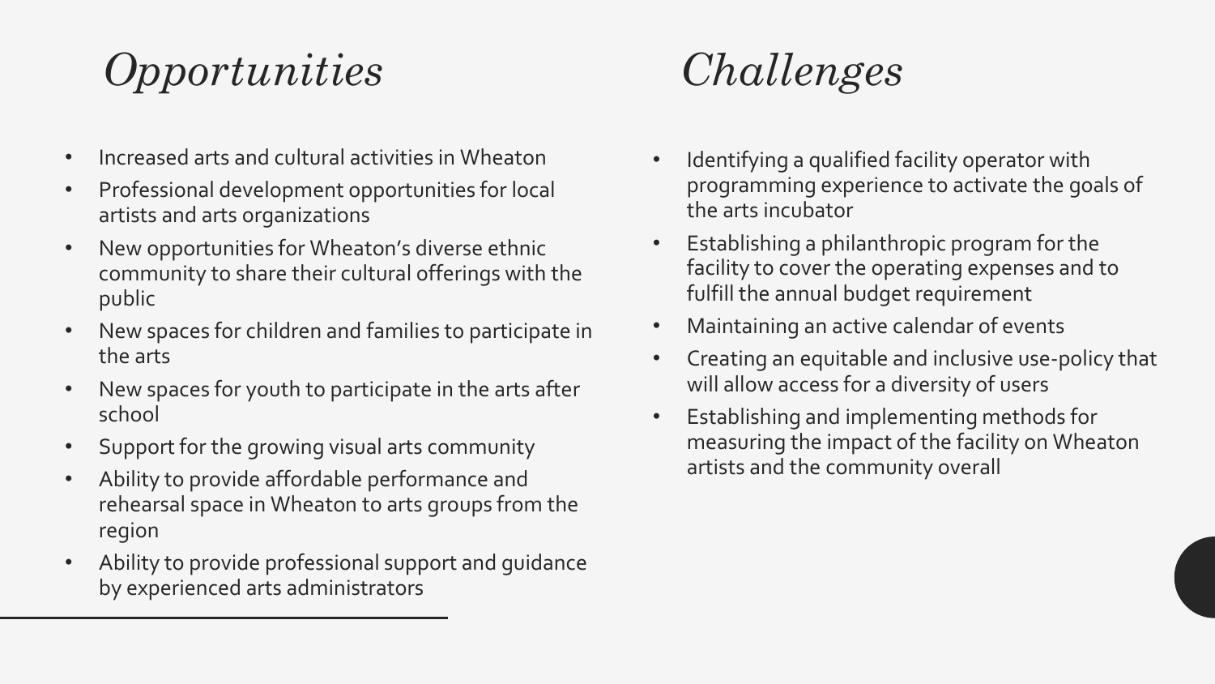## *Opportunities*

- Increased arts and cultural activities in Wheaton
- Professional development opportunities for local artists and arts organizations
- New opportunities for Wheaton's diverse ethnic community to share their cultural offerings with the public
- New spaces for children and families to participate in the arts
- New spaces for youth to participate in the arts after school
- Support for the growing visual arts community
- Ability to provide affordable performance and rehearsal space in Wheaton to arts groups from the region
- Ability to provide professional support and guidance by experienced arts administrators

## *Challenges*

- Identifying a qualified facility operator with programming experience to activate the goals of the arts incubator
- Establishing a philanthropic program for the facility to cover the operating expenses and to fulfill the annual budget requirement
- Maintaining an active calendar of events
- Creating an equitable and inclusive use-policy that will allow access for a diversity of users
- Establishing and implementing methods for measuring the impact of the facility on Wheaton artists and the community overall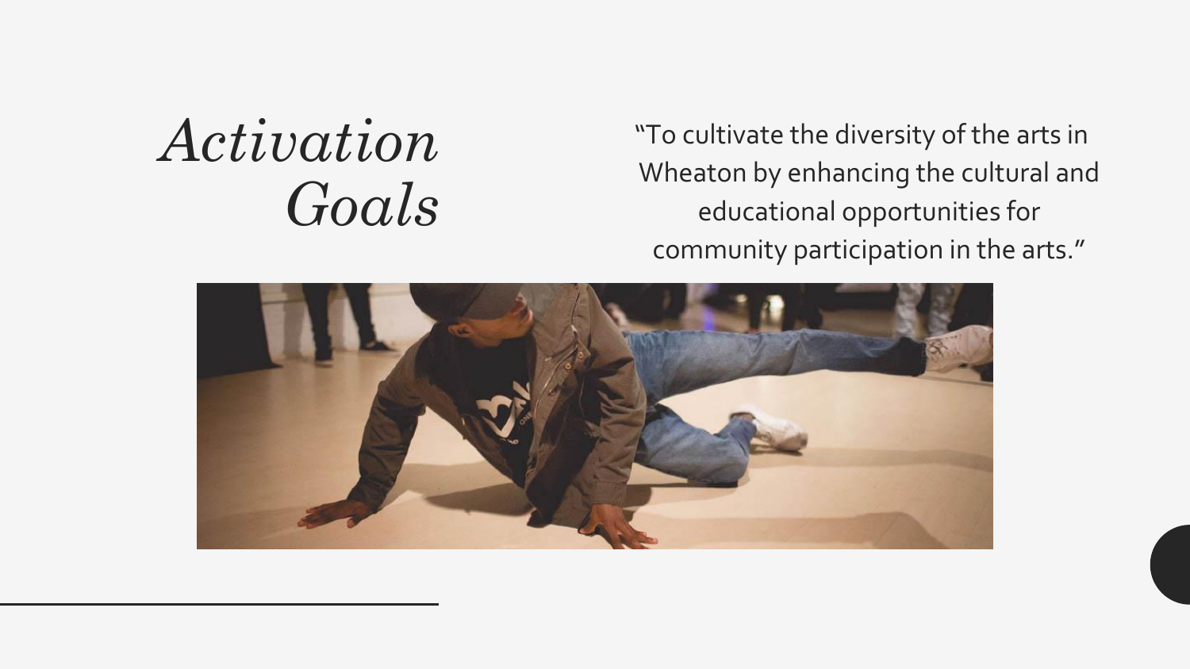# *Activation Goals*

"To cultivate the diversity of the arts in Wheaton by enhancing the cultural and educational opportunities for community participation in the arts."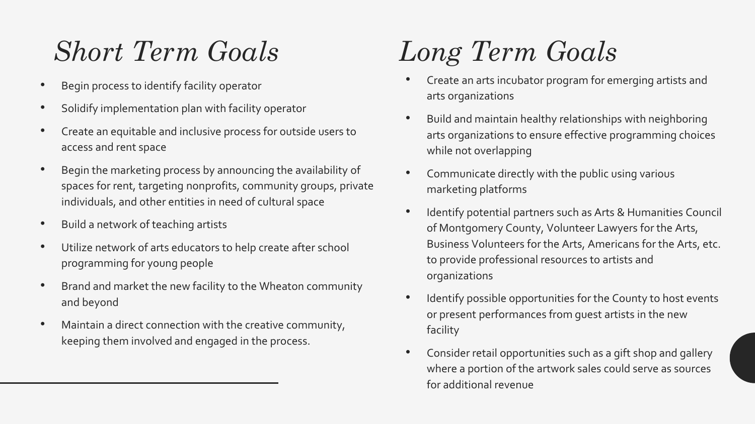## *Short Term Goals*

- Begin process to identify facility operator
- Solidify implementation plan with facility operator
- Create an equitable and inclusive process for outside users to access and rent space
- Begin the marketing process by announcing the availability of spaces for rent, targeting nonprofits, community groups, private individuals, and other entities in need of cultural space
- Build a network of teaching artists
- Utilize network of arts educators to help create after school programming for young people
- Brand and market the new facility to the Wheaton community and beyond
- Maintain a direct connection with the creative community, keeping them involved and engaged in the process.

## *Long Term Goals*

- Create an arts incubator program for emerging artists and arts organizations
- Build and maintain healthy relationships with neighboring arts organizations to ensure effective programming choices while not overlapping
- Communicate directly with the public using various marketing platforms
- Identify potential partners such as Arts & Humanities Council of Montgomery County, Volunteer Lawyers for the Arts, Business Volunteers for the Arts, Americans for the Arts, etc. to provide professional resources to artists and organizations
- Identify possible opportunities for the County to host events or present performances from guest artists in the new facility
- Consider retail opportunities such as a gift shop and gallery where a portion of the artwork sales could serve as sources for additional revenue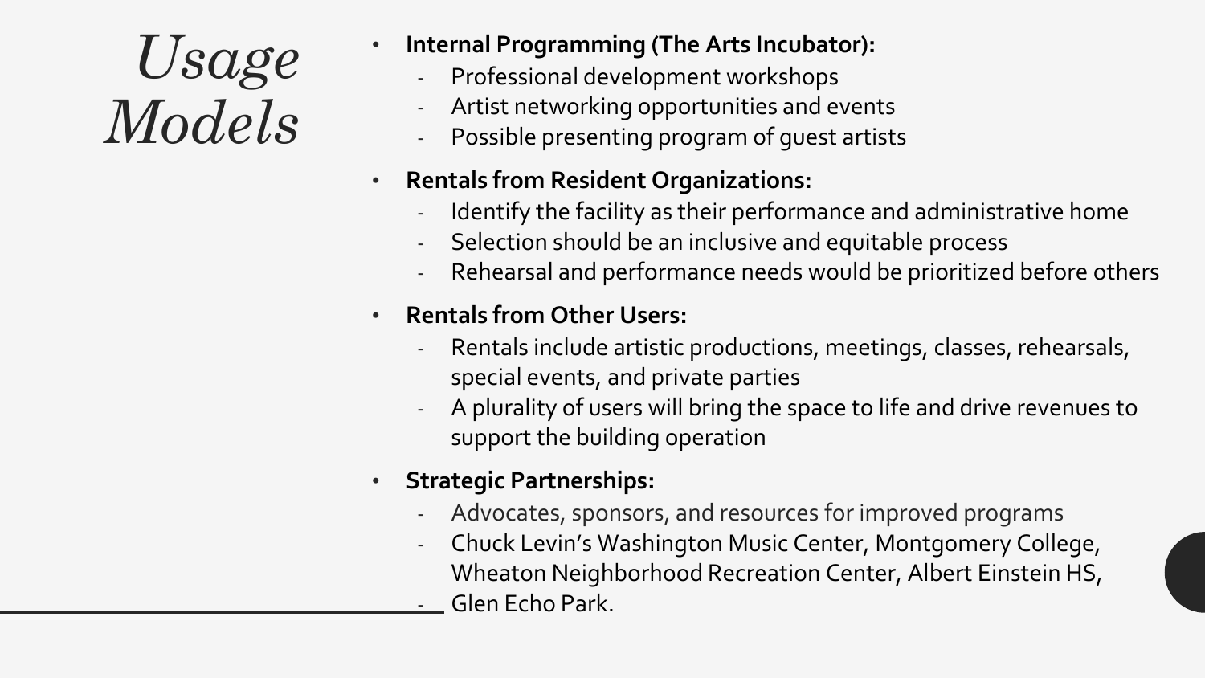# *Usage Models*

- **Internal Programming (The Arts Incubator):**
  - Professional development workshops
  - Artist networking opportunities and events
  - Possible presenting program of guest artists
- **Rentals from Resident Organizations:**
  - Identify the facility as their performance and administrative home
  - Selection should be an inclusive and equitable process
  - Rehearsal and performance needs would be prioritized before others
- **Rentals from Other Users:**
  - Rentals include artistic productions, meetings, classes, rehearsals, special events, and private parties
  - A plurality of users will bring the space to life and drive revenues to support the building operation
- **Strategic Partnerships:**
  - Advocates, sponsors, and resources for improved programs
  - Chuck Levin's Washington Music Center, Montgomery College, Wheaton Neighborhood Recreation Center, Albert Einstein HS,
  - Glen Echo Park.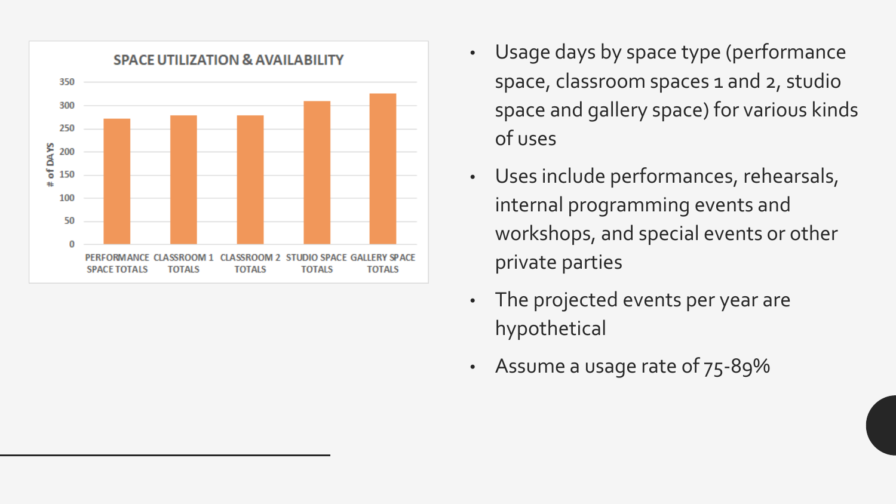**SPACE UTILIZATION & AVAILABILITY**

| Space | # of Days |
|---|---|
| PERFORMANCE SPACE TOTALS | ~272 |
| CLASSROOM 1 TOTALS | ~279 |
| CLASSROOM 2 TOTALS | ~279 |
| STUDIO SPACE TOTALS | ~309 |
| GALLERY SPACE TOTALS | ~326 |

- Usage days by space type (performance space, classroom spaces 1 and 2, studio space and gallery space) for various kinds of uses
- Uses include performances, rehearsals, internal programming events and workshops, and special events or other private parties
- The projected events per year are hypothetical
- Assume a usage rate of 75-89%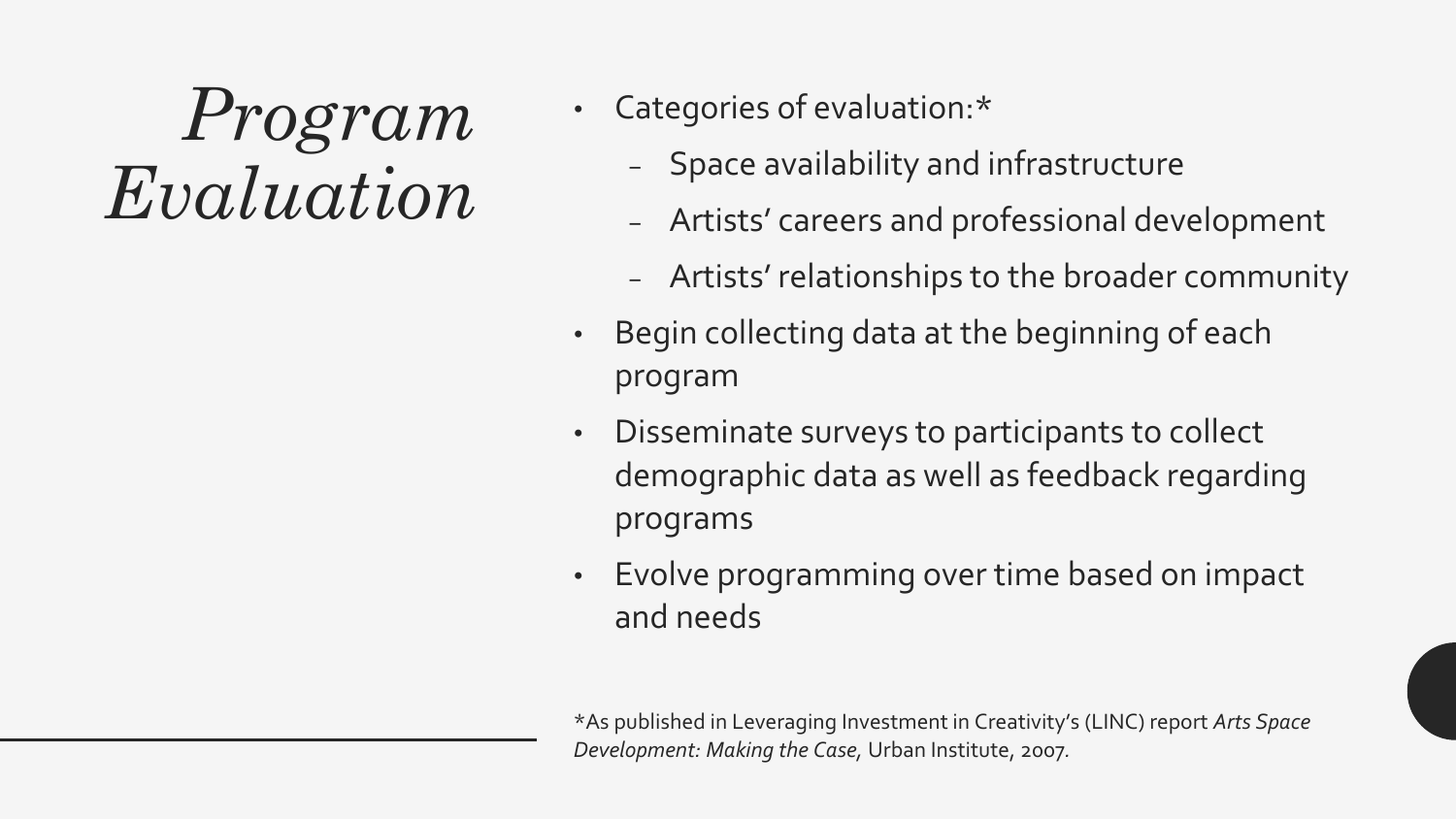# Program Evaluation

- Categories of evaluation:*
  - Space availability and infrastructure
  - Artists' careers and professional development
  - Artists' relationships to the broader community
- Begin collecting data at the beginning of each program
- Disseminate surveys to participants to collect demographic data as well as feedback regarding programs
- Evolve programming over time based on impact and needs

*As published in Leveraging Investment in Creativity's (LINC) report *Arts Space Development: Making the Case*, Urban Institute, 2007.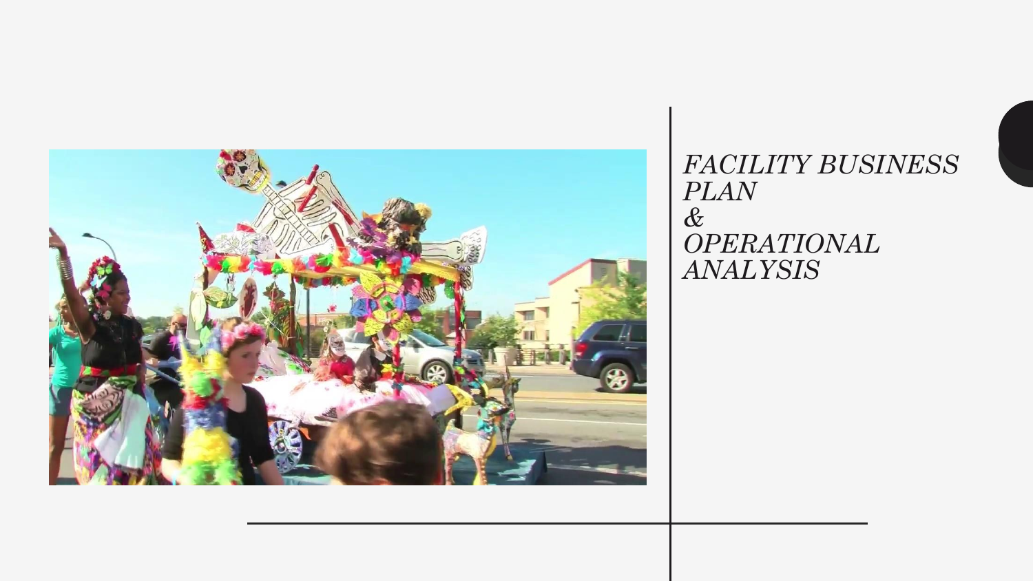# *FACILITY BUSINESS PLAN & OPERATIONAL ANALYSIS*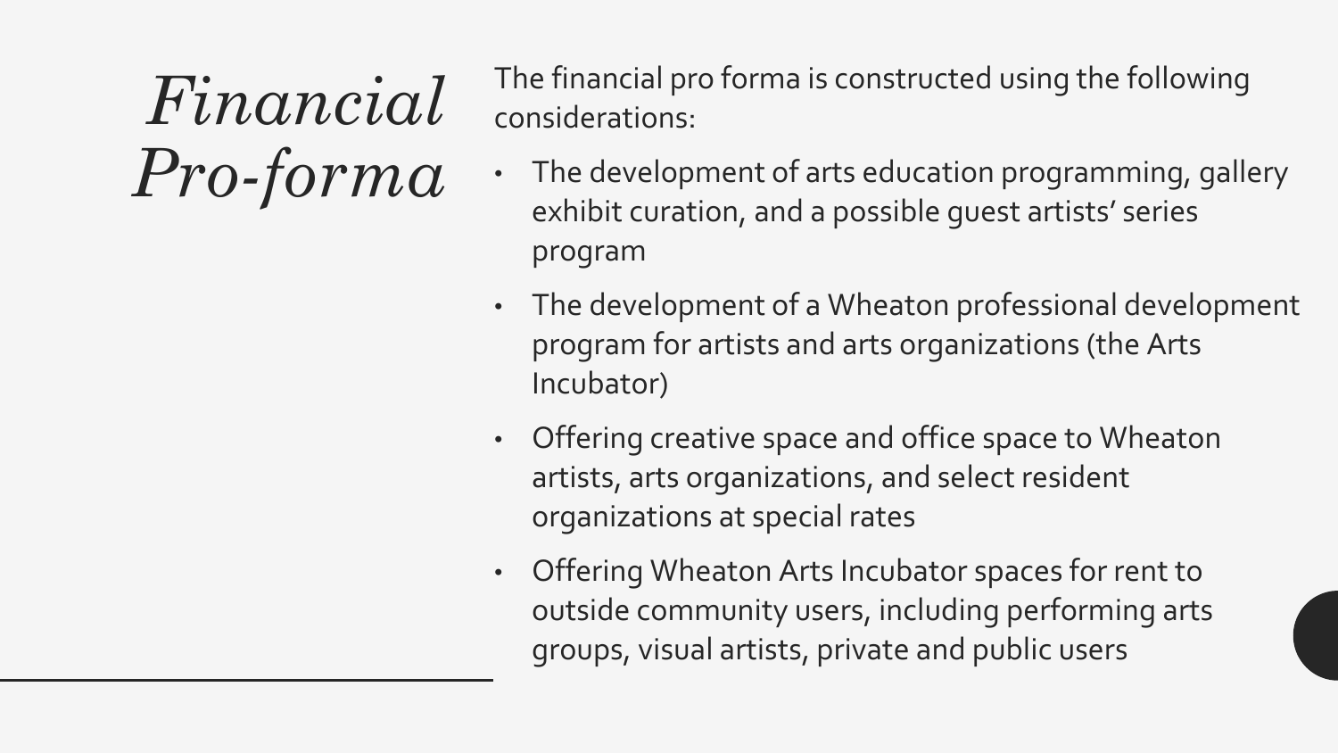# *Financial Pro-forma*

The financial pro forma is constructed using the following considerations:

- The development of arts education programming, gallery exhibit curation, and a possible guest artists' series program
- The development of a Wheaton professional development program for artists and arts organizations (the Arts Incubator)
- Offering creative space and office space to Wheaton artists, arts organizations, and select resident organizations at special rates
- Offering Wheaton Arts Incubator spaces for rent to outside community users, including performing arts groups, visual artists, private and public users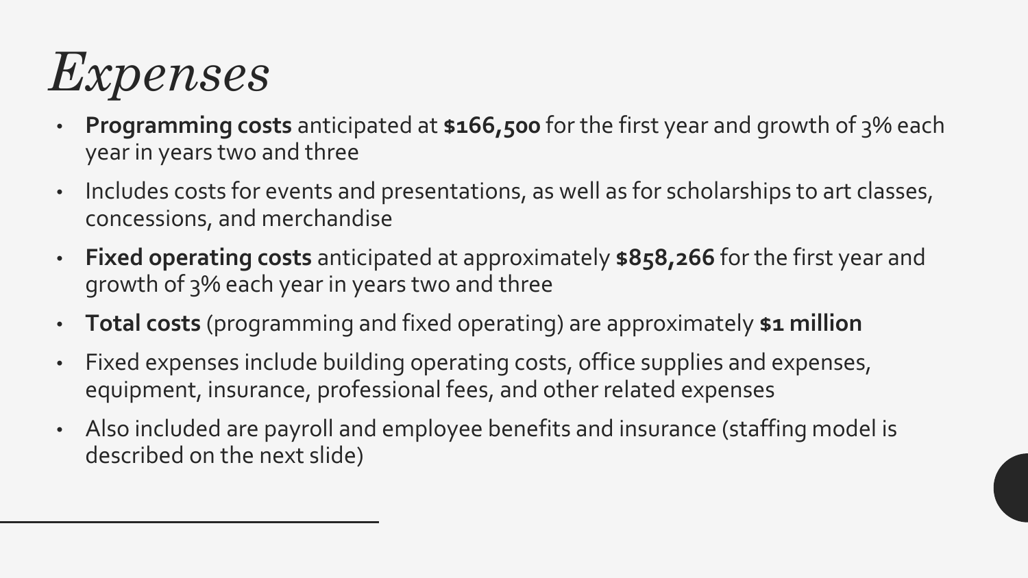# *Expenses*

- **Programming costs** anticipated at **$166,500** for the first year and growth of 3% each year in years two and three
- Includes costs for events and presentations, as well as for scholarships to art classes, concessions, and merchandise
- **Fixed operating costs** anticipated at approximately **$858,266** for the first year and growth of 3% each year in years two and three
- **Total costs** (programming and fixed operating) are approximately **$1 million**
- Fixed expenses include building operating costs, office supplies and expenses, equipment, insurance, professional fees, and other related expenses
- Also included are payroll and employee benefits and insurance (staffing model is described on the next slide)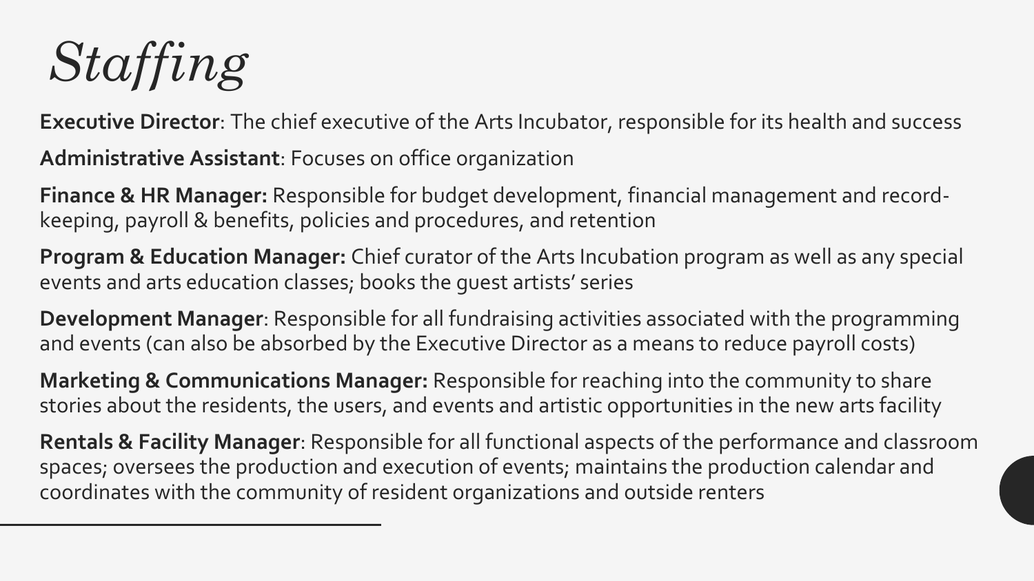# *Staffing*

**Executive Director**: The chief executive of the Arts Incubator, responsible for its health and success

**Administrative Assistant**: Focuses on office organization

**Finance & HR Manager:** Responsible for budget development, financial management and record-keeping, payroll & benefits, policies and procedures, and retention

**Program & Education Manager:** Chief curator of the Arts Incubation program as well as any special events and arts education classes; books the guest artists' series

**Development Manager**: Responsible for all fundraising activities associated with the programming and events (can also be absorbed by the Executive Director as a means to reduce payroll costs)

**Marketing & Communications Manager:** Responsible for reaching into the community to share stories about the residents, the users, and events and artistic opportunities in the new arts facility

**Rentals & Facility Manager**: Responsible for all functional aspects of the performance and classroom spaces; oversees the production and execution of events; maintains the production calendar and coordinates with the community of resident organizations and outside renters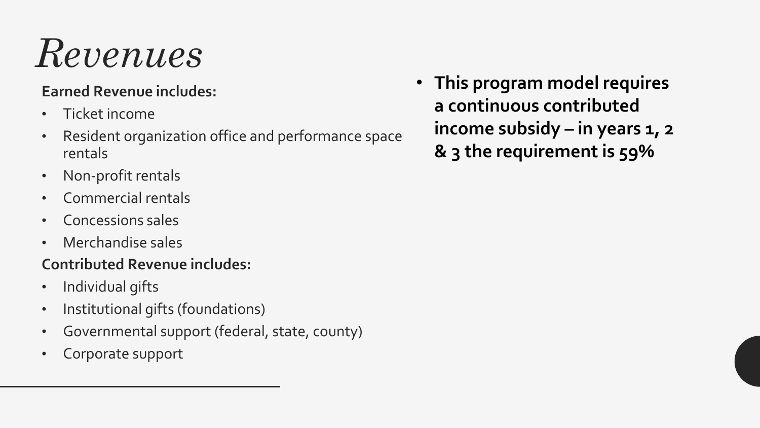# *Revenues*

**Earned Revenue includes:**

- Ticket income
- Resident organization office and performance space rentals
- Non-profit rentals
- Commercial rentals
- Concessions sales
- Merchandise sales

**Contributed Revenue includes:**

- Individual gifts
- Institutional gifts (foundations)
- Governmental support (federal, state, county)
- Corporate support

- **This program model requires a continuous contributed income subsidy – in years 1, 2 & 3 the requirement is 59%**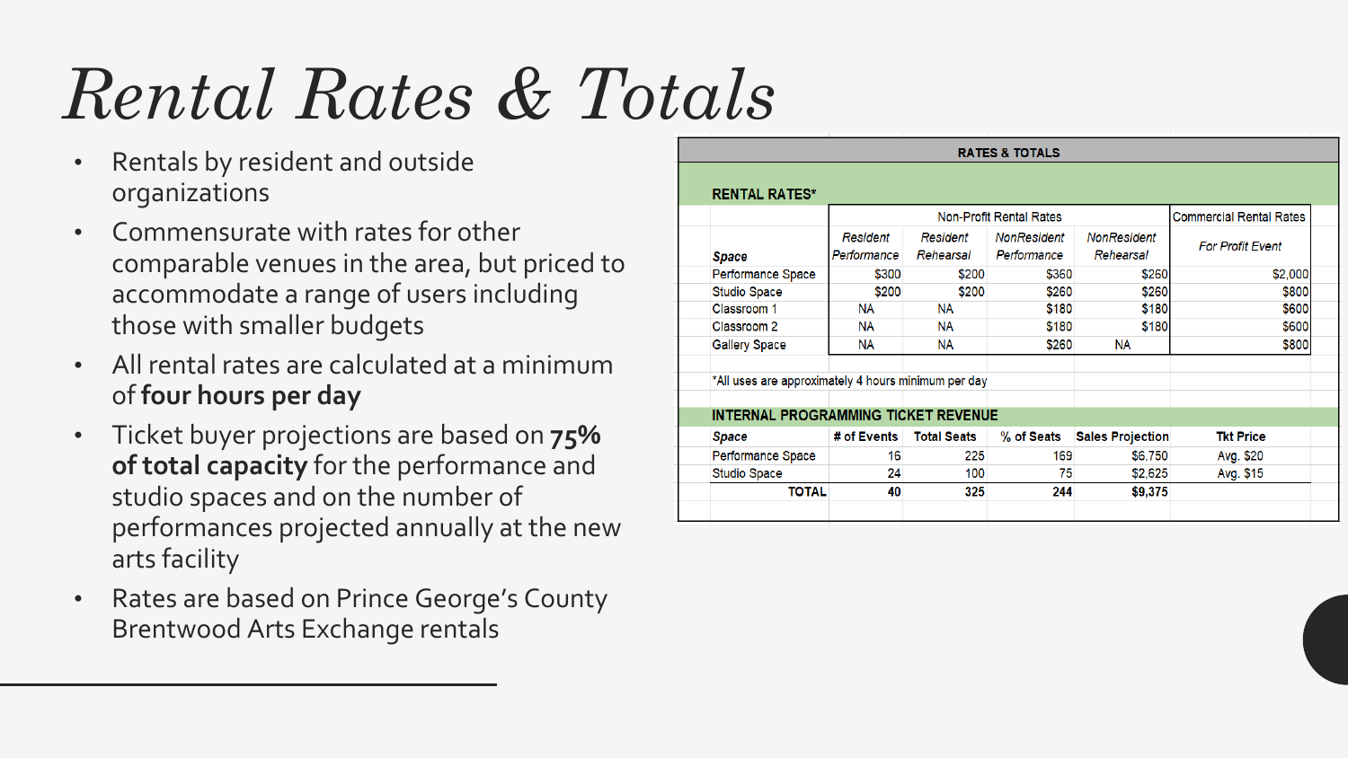# Rental Rates & Totals

- Rentals by resident and outside organizations
- Commensurate with rates for other comparable venues in the area, but priced to accommodate a range of users including those with smaller budgets
- All rental rates are calculated at a minimum of **four hours per day**
- Ticket buyer projections are based on **75% of total capacity** for the performance and studio spaces and on the number of performances projected annually at the new arts facility
- Rates are based on Prince George's County Brentwood Arts Exchange rentals

**RATES & TOTALS**

**RENTAL RATES***

| | Non-Profit Rental Rates | | | | Commercial Rental Rates |
|---|---|---|---|---|---|
| **Space** | *Resident Performance* | *Resident Rehearsal* | *NonResident Performance* | *NonResident Rehearsal* | *For Profit Event* |
| Performance Space | $300 | $200 | $360 | $260 | $2,000 |
| Studio Space | $200 | $200 | $260 | $260 | $800 |
| Classroom 1 | NA | NA | $180 | $180 | $600 |
| Classroom 2 | NA | NA | $180 | $180 | $600 |
| Gallery Space | NA | NA | $260 | NA | $800 |

*All uses are approximately 4 hours minimum per day

**INTERNAL PROGRAMMING TICKET REVENUE**

| Space | # of Events | Total Seats | % of Seats | Sales Projection | Tkt Price |
|---|---|---|---|---|---|
| Performance Space | 16 | 225 | 169 | $6,750 | Avg. $20 |
| Studio Space | 24 | 100 | 75 | $2,625 | Avg. $15 |
| **TOTAL** | **40** | **325** | **244** | **$9,375** | |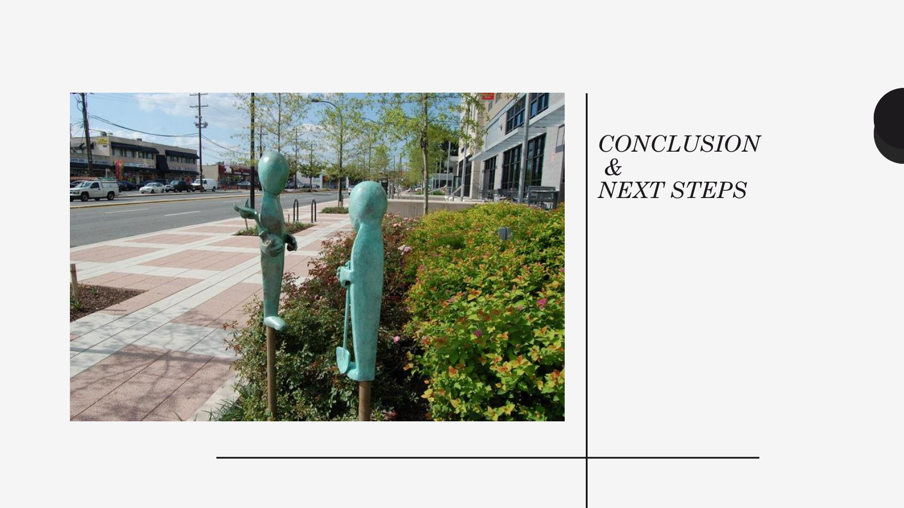# *CONCLUSION & NEXT STEPS*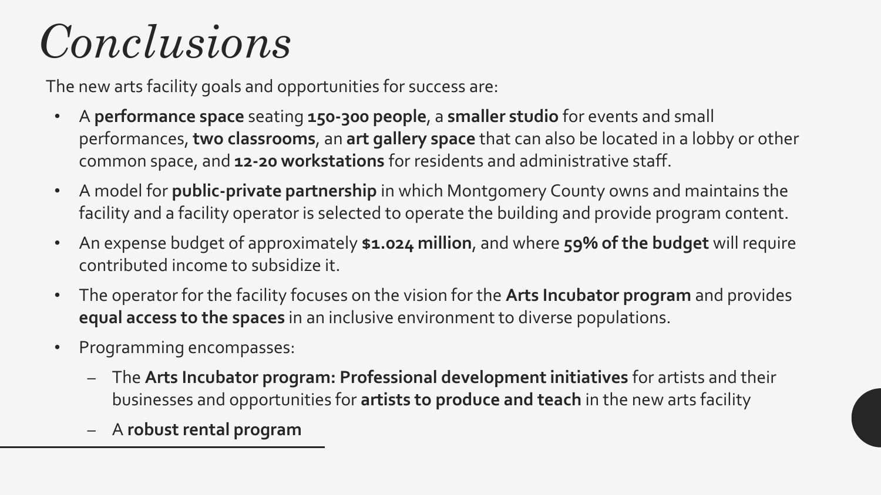# *Conclusions*

The new arts facility goals and opportunities for success are:

- A **performance space** seating **150-300 people**, a **smaller studio** for events and small performances, **two classrooms**, an **art gallery space** that can also be located in a lobby or other common space, and **12-20 workstations** for residents and administrative staff.
- A model for **public-private partnership** in which Montgomery County owns and maintains the facility and a facility operator is selected to operate the building and provide program content.
- An expense budget of approximately **$1.024 million**, and where **59% of the budget** will require contributed income to subsidize it.
- The operator for the facility focuses on the vision for the **Arts Incubator program** and provides **equal access to the spaces** in an inclusive environment to diverse populations.
- Programming encompasses:
  - The **Arts Incubator program: Professional development initiatives** for artists and their businesses and opportunities for **artists to produce and teach** in the new arts facility
  - A **robust rental program**